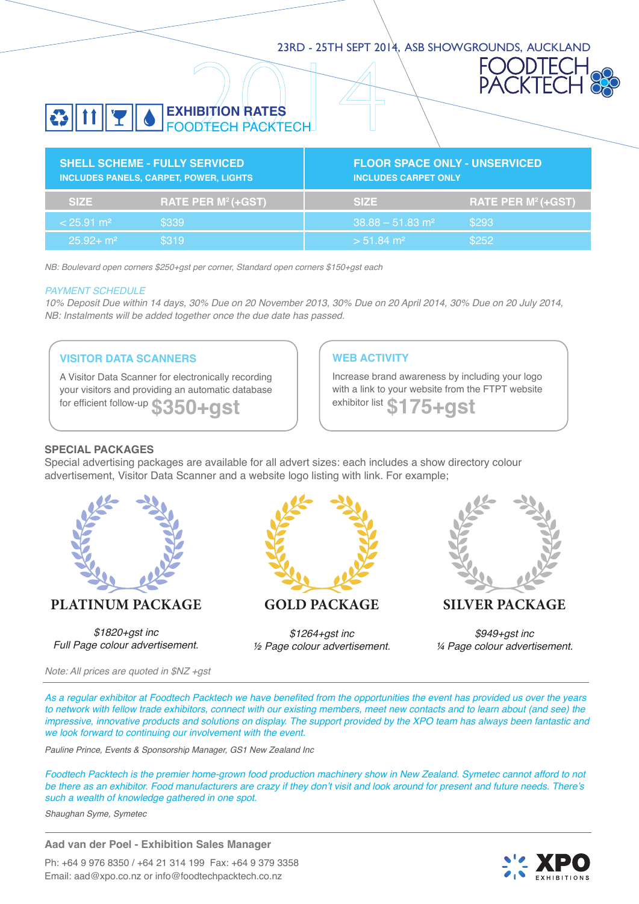23RD - 25TH SEPT 2014, ASB SHOWGROUNDS, AUCKLAND

FOODTECH PACKTECH

# EXHIBITION RATES
## FOODTECH PACKTECH

| SHELL SCHEME - FULLY SERVICED<br>INCLUDES PANELS, CARPET, POWER, LIGHTS | | FLOOR SPACE ONLY - UNSERVICED<br>INCLUDES CARPET ONLY | |
|---|---|---|---|
| SIZE | RATE PER M² (+GST) | SIZE | RATE PER M² (+GST) |
| < 25.91 m² | $339 | 38.88 – 51.83 m² | $293 |
| 25.92+ m² | $319 | > 51.84 m² | $252 |

*NB: Boulevard open corners $250+gst per corner, Standard open corners $150+gst each*

*PAYMENT SCHEDULE*

*10% Deposit Due within 14 days, 30% Due on 20 November 2013, 30% Due on 20 April 2014, 30% Due on 20 July 2014,*
*NB: Instalments will be added together once the due date has passed.*

### VISITOR DATA SCANNERS

A Visitor Data Scanner for electronically recording your visitors and providing an automatic database for efficient follow-up **$350+gst**

### WEB ACTIVITY

Increase brand awareness by including your logo with a link to your website from the FTPT website exhibitor list **$175+gst**

### SPECIAL PACKAGES

Special advertising packages are available for all advert sizes: each includes a show directory colour advertisement, Visitor Data Scanner and a website logo listing with link. For example;

**PLATINUM PACKAGE**

*$1820+gst inc*
*Full Page colour advertisement.*

**GOLD PACKAGE**

*$1264+gst inc*
*½ Page colour advertisement.*

**SILVER PACKAGE**

*$949+gst inc*
*¼ Page colour advertisement.*

*Note: All prices are quoted in $NZ +gst*

---

*As a regular exhibitor at Foodtech Packtech we have benefited from the opportunities the event has provided us over the years to network with fellow trade exhibitors, connect with our existing members, meet new contacts and to learn about (and see) the impressive, innovative products and solutions on display. The support provided by the XPO team has always been fantastic and we look forward to continuing our involvement with the event.*

*Pauline Prince, Events & Sponsorship Manager, GS1 New Zealand Inc*

*Foodtech Packtech is the premier home-grown food production machinery show in New Zealand. Symetec cannot afford to not be there as an exhibitor. Food manufacturers are crazy if they don't visit and look around for present and future needs. There's such a wealth of knowledge gathered in one spot.*

*Shaughan Syme, Symetec*

---

**Aad van der Poel - Exhibition Sales Manager**

Ph: +64 9 976 8350 / +64 21 314 199  Fax: +64 9 379 3358
Email: aad@xpo.co.nz or info@foodtechpacktech.co.nz

XPO EXHIBITIONS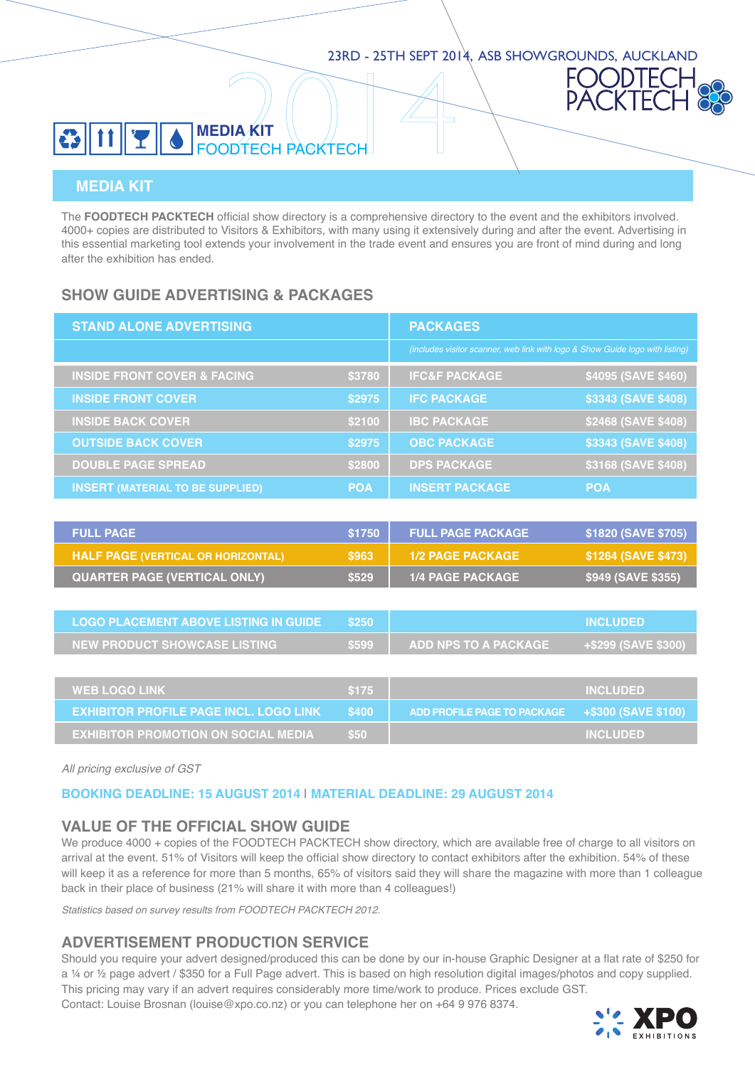23RD - 25TH SEPT 2014, ASB SHOWGROUNDS, AUCKLAND

FOODTECH PACKTECH

**MEDIA KIT**
FOODTECH PACKTECH

## MEDIA KIT

The **FOODTECH PACKTECH** official show directory is a comprehensive directory to the event and the exhibitors involved. 4000+ copies are distributed to Visitors & Exhibitors, with many using it extensively during and after the event. Advertising in this essential marketing tool extends your involvement in the trade event and ensures you are front of mind during and long after the exhibition has ended.

## SHOW GUIDE ADVERTISING & PACKAGES

| STAND ALONE ADVERTISING | | PACKAGES *(includes visitor scanner, web link with logo & Show Guide logo with listing)* | |
|---|---|---|---|
| INSIDE FRONT COVER & FACING | $3780 | IFC&F PACKAGE | $4095 (SAVE $460) |
| INSIDE FRONT COVER | $2975 | IFC PACKAGE | $3343 (SAVE $408) |
| INSIDE BACK COVER | $2100 | IBC PACKAGE | $2468 (SAVE $408) |
| OUTSIDE BACK COVER | $2975 | OBC PACKAGE | $3343 (SAVE $408) |
| DOUBLE PAGE SPREAD | $2800 | DPS PACKAGE | $3168 (SAVE $408) |
| INSERT (MATERIAL TO BE SUPPLIED) | POA | INSERT PACKAGE | POA |
| FULL PAGE | $1750 | FULL PAGE PACKAGE | $1820 (SAVE $705) |
| HALF PAGE (VERTICAL OR HORIZONTAL) | $963 | 1/2 PAGE PACKAGE | $1264 (SAVE $473) |
| QUARTER PAGE (VERTICAL ONLY) | $529 | 1/4 PAGE PACKAGE | $949 (SAVE $355) |
| LOGO PLACEMENT ABOVE LISTING IN GUIDE | $250 | | INCLUDED |
| NEW PRODUCT SHOWCASE LISTING | $599 | ADD NPS TO A PACKAGE | +$299 (SAVE $300) |
| WEB LOGO LINK | $175 | | INCLUDED |
| EXHIBITOR PROFILE PAGE INCL. LOGO LINK | $400 | ADD PROFILE PAGE TO PACKAGE | +$300 (SAVE $100) |
| EXHIBITOR PROMOTION ON SOCIAL MEDIA | $50 | | INCLUDED |

*All pricing exclusive of GST*

**BOOKING DEADLINE: 15 AUGUST 2014 | MATERIAL DEADLINE: 29 AUGUST 2014**

## VALUE OF THE OFFICIAL SHOW GUIDE

We produce 4000 + copies of the FOODTECH PACKTECH show directory, which are available free of charge to all visitors on arrival at the event. 51% of Visitors will keep the official show directory to contact exhibitors after the exhibition. 54% of these will keep it as a reference for more than 5 months, 65% of visitors said they will share the magazine with more than 1 colleague back in their place of business (21% will share it with more than 4 colleagues!)

*Statistics based on survey results from FOODTECH PACKTECH 2012.*

## ADVERTISEMENT PRODUCTION SERVICE

Should you require your advert designed/produced this can be done by our in-house Graphic Designer at a flat rate of $250 for a ¼ or ½ page advert / $350 for a Full Page advert. This is based on high resolution digital images/photos and copy supplied. This pricing may vary if an advert requires considerably more time/work to produce. Prices exclude GST.
Contact: Louise Brosnan (louise@xpo.co.nz) or you can telephone her on +64 9 976 8374.

XPO EXHIBITIONS